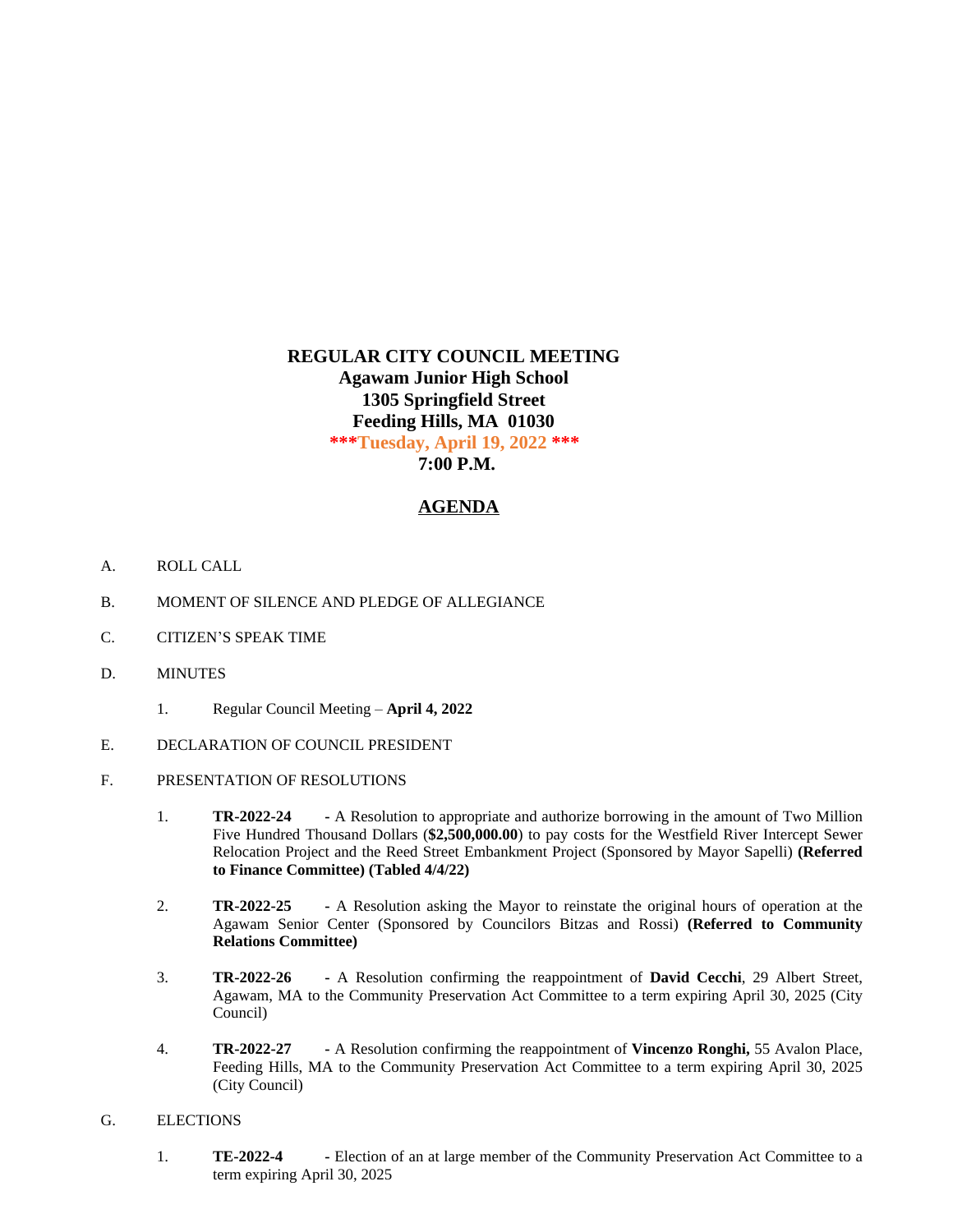# REGULAR CITY COUNCIL MEETING

**Agawam Junior High School**
**1305 Springfield Street**
**Feeding Hills, MA 01030**
**\*\*\*Tuesday, April 19, 2022 \*\*\***
**7:00 P.M.**

## AGENDA

A. ROLL CALL

B. MOMENT OF SILENCE AND PLEDGE OF ALLEGIANCE

C. CITIZEN'S SPEAK TIME

D. MINUTES

1. Regular Council Meeting – **April 4, 2022**

E. DECLARATION OF COUNCIL PRESIDENT

F. PRESENTATION OF RESOLUTIONS

1. **TR-2022-24** - A Resolution to appropriate and authorize borrowing in the amount of Two Million Five Hundred Thousand Dollars (**$2,500,000.00**) to pay costs for the Westfield River Intercept Sewer Relocation Project and the Reed Street Embankment Project (Sponsored by Mayor Sapelli) **(Referred to Finance Committee) (Tabled 4/4/22)**

2. **TR-2022-25** - A Resolution asking the Mayor to reinstate the original hours of operation at the Agawam Senior Center (Sponsored by Councilors Bitzas and Rossi) **(Referred to Community Relations Committee)**

3. **TR-2022-26** - A Resolution confirming the reappointment of **David Cecchi**, 29 Albert Street, Agawam, MA to the Community Preservation Act Committee to a term expiring April 30, 2025 (City Council)

4. **TR-2022-27** - A Resolution confirming the reappointment of **Vincenzo Ronghi,** 55 Avalon Place, Feeding Hills, MA to the Community Preservation Act Committee to a term expiring April 30, 2025 (City Council)

G. ELECTIONS

1. **TE-2022-4** - Election of an at large member of the Community Preservation Act Committee to a term expiring April 30, 2025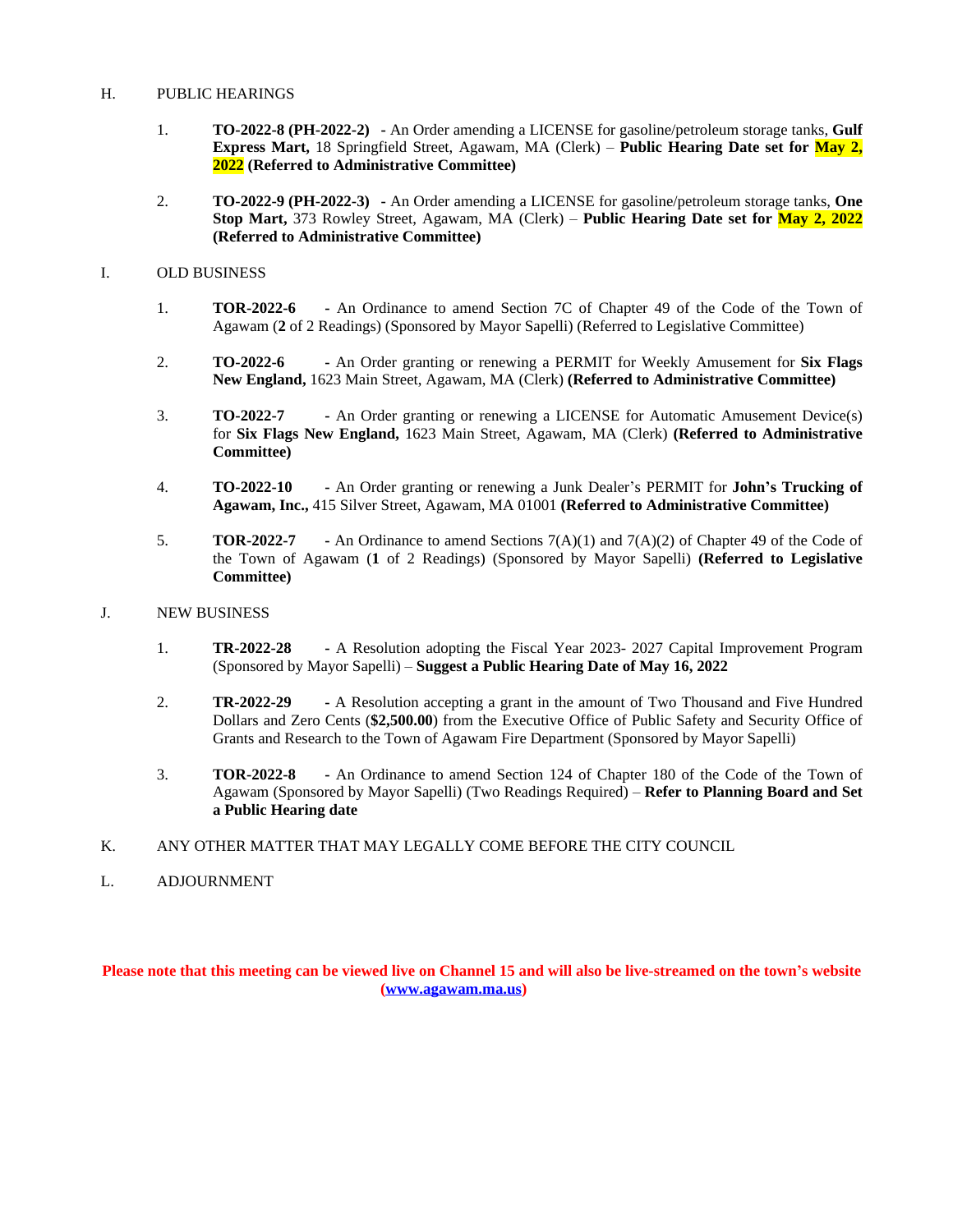H. PUBLIC HEARINGS

1. **TO-2022-8 (PH-2022-2)** - An Order amending a LICENSE for gasoline/petroleum storage tanks, **Gulf Express Mart,** 18 Springfield Street, Agawam, MA (Clerk) – **Public Hearing Date set for May 2, 2022 (Referred to Administrative Committee)**

2. **TO-2022-9 (PH-2022-3)** - An Order amending a LICENSE for gasoline/petroleum storage tanks, **One Stop Mart,** 373 Rowley Street, Agawam, MA (Clerk) – **Public Hearing Date set for May 2, 2022 (Referred to Administrative Committee)**

I. OLD BUSINESS

1. **TOR-2022-6** - An Ordinance to amend Section 7C of Chapter 49 of the Code of the Town of Agawam (**2** of 2 Readings) (Sponsored by Mayor Sapelli) (Referred to Legislative Committee)

2. **TO-2022-6** - An Order granting or renewing a PERMIT for Weekly Amusement for **Six Flags New England,** 1623 Main Street, Agawam, MA (Clerk) **(Referred to Administrative Committee)**

3. **TO-2022-7** - An Order granting or renewing a LICENSE for Automatic Amusement Device(s) for **Six Flags New England,** 1623 Main Street, Agawam, MA (Clerk) **(Referred to Administrative Committee)**

4. **TO-2022-10** - An Order granting or renewing a Junk Dealer's PERMIT for **John's Trucking of Agawam, Inc.,** 415 Silver Street, Agawam, MA 01001 **(Referred to Administrative Committee)**

5. **TOR-2022-7** - An Ordinance to amend Sections 7(A)(1) and 7(A)(2) of Chapter 49 of the Code of the Town of Agawam (**1** of 2 Readings) (Sponsored by Mayor Sapelli) **(Referred to Legislative Committee)**

J. NEW BUSINESS

1. **TR-2022-28** - A Resolution adopting the Fiscal Year 2023- 2027 Capital Improvement Program (Sponsored by Mayor Sapelli) – **Suggest a Public Hearing Date of May 16, 2022**

2. **TR-2022-29** - A Resolution accepting a grant in the amount of Two Thousand and Five Hundred Dollars and Zero Cents (**$2,500.00**) from the Executive Office of Public Safety and Security Office of Grants and Research to the Town of Agawam Fire Department (Sponsored by Mayor Sapelli)

3. **TOR-2022-8** - An Ordinance to amend Section 124 of Chapter 180 of the Code of the Town of Agawam (Sponsored by Mayor Sapelli) (Two Readings Required) – **Refer to Planning Board and Set a Public Hearing date**

K. ANY OTHER MATTER THAT MAY LEGALLY COME BEFORE THE CITY COUNCIL

L. ADJOURNMENT

**Please note that this meeting can be viewed live on Channel 15 and will also be live-streamed on the town's website (www.agawam.ma.us)**